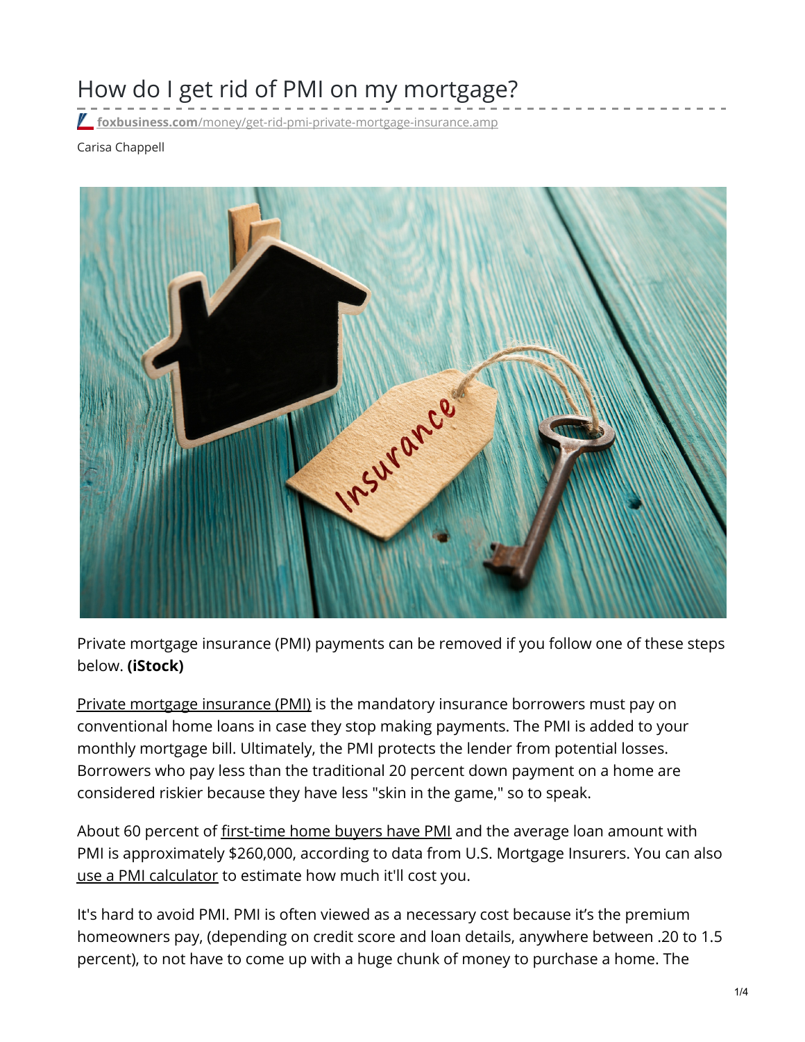# How do I get rid of PMI on my mortgage?

foxbusiness.com/money/get-rid-pmi-private-mortgage-insurance.amp

Carisa Chappell

Private mortgage insurance (PMI) payments can be removed if you follow one of these steps below. **(iStock)**

Private mortgage insurance (PMI) is the mandatory insurance borrowers must pay on conventional home loans in case they stop making payments. The PMI is added to your monthly mortgage bill. Ultimately, the PMI protects the lender from potential losses. Borrowers who pay less than the traditional 20 percent down payment on a home are considered riskier because they have less "skin in the game," so to speak.

About 60 percent of first-time home buyers have PMI and the average loan amount with PMI is approximately $260,000, according to data from U.S. Mortgage Insurers. You can also use a PMI calculator to estimate how much it'll cost you.

It's hard to avoid PMI. PMI is often viewed as a necessary cost because it's the premium homeowners pay, (depending on credit score and loan details, anywhere between .20 to 1.5 percent), to not have to come up with a huge chunk of money to purchase a home. The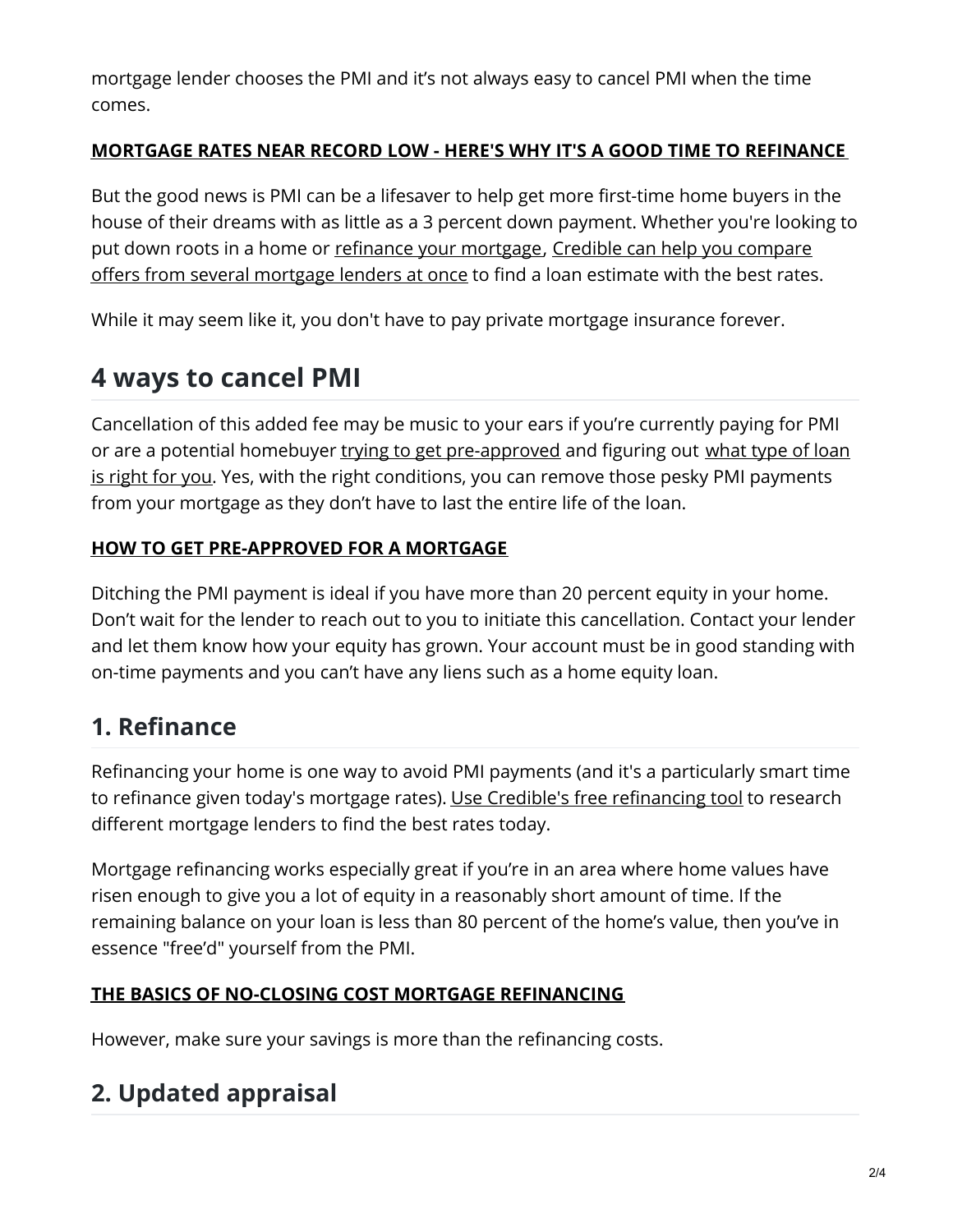mortgage lender chooses the PMI and it's not always easy to cancel PMI when the time comes.

**MORTGAGE RATES NEAR RECORD LOW - HERE'S WHY IT'S A GOOD TIME TO REFINANCE**

But the good news is PMI can be a lifesaver to help get more first-time home buyers in the house of their dreams with as little as a 3 percent down payment. Whether you're looking to put down roots in a home or refinance your mortgage, Credible can help you compare offers from several mortgage lenders at once to find a loan estimate with the best rates.

While it may seem like it, you don't have to pay private mortgage insurance forever.

## 4 ways to cancel PMI

Cancellation of this added fee may be music to your ears if you're currently paying for PMI or are a potential homebuyer trying to get pre-approved and figuring out what type of loan is right for you. Yes, with the right conditions, you can remove those pesky PMI payments from your mortgage as they don't have to last the entire life of the loan.

**HOW TO GET PRE-APPROVED FOR A MORTGAGE**

Ditching the PMI payment is ideal if you have more than 20 percent equity in your home. Don't wait for the lender to reach out to you to initiate this cancellation. Contact your lender and let them know how your equity has grown. Your account must be in good standing with on-time payments and you can't have any liens such as a home equity loan.

### 1. Refinance

Refinancing your home is one way to avoid PMI payments (and it's a particularly smart time to refinance given today's mortgage rates). Use Credible's free refinancing tool to research different mortgage lenders to find the best rates today.

Mortgage refinancing works especially great if you're in an area where home values have risen enough to give you a lot of equity in a reasonably short amount of time. If the remaining balance on your loan is less than 80 percent of the home's value, then you've in essence "free'd" yourself from the PMI.

**THE BASICS OF NO-CLOSING COST MORTGAGE REFINANCING**

However, make sure your savings is more than the refinancing costs.

### 2. Updated appraisal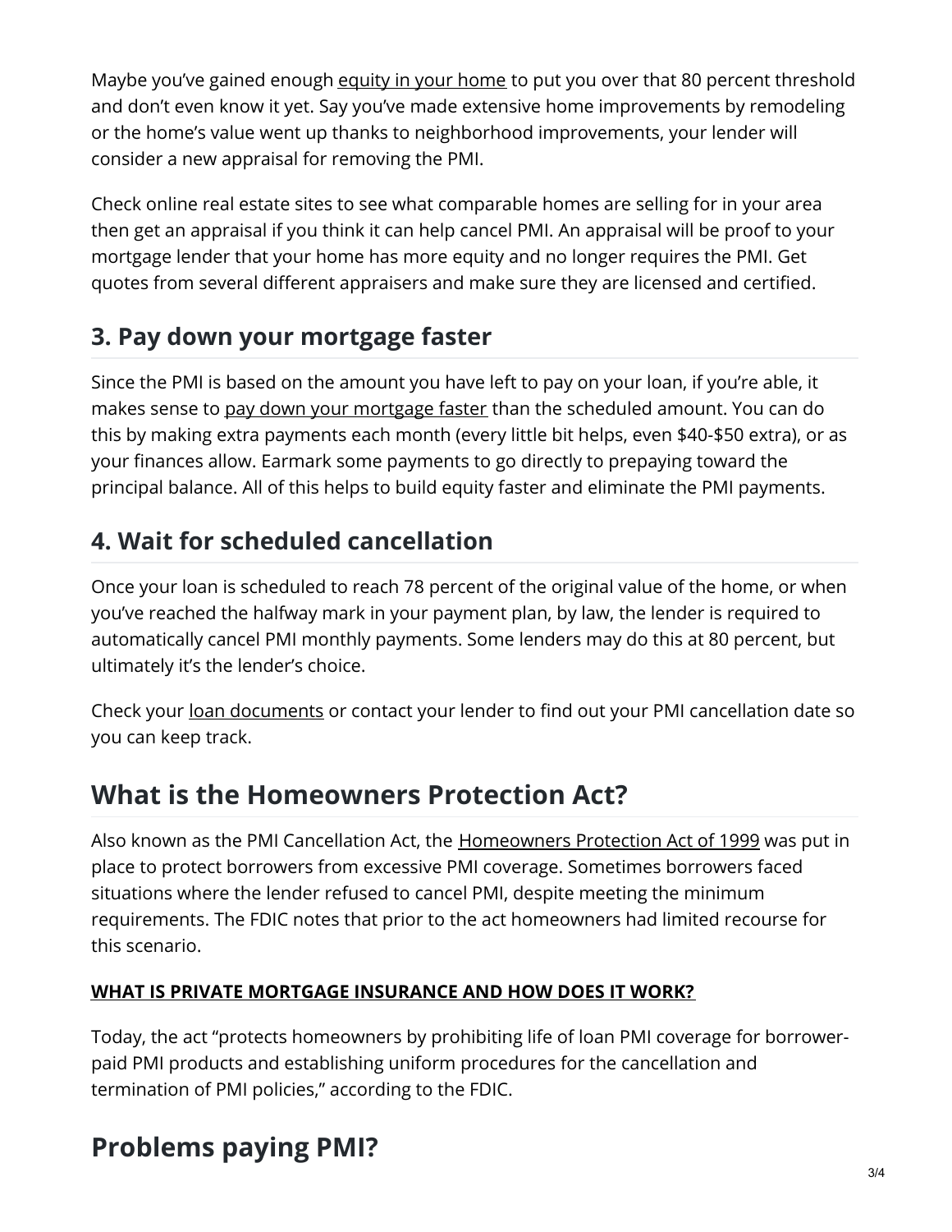Maybe you've gained enough equity in your home to put you over that 80 percent threshold and don't even know it yet. Say you've made extensive home improvements by remodeling or the home's value went up thanks to neighborhood improvements, your lender will consider a new appraisal for removing the PMI.

Check online real estate sites to see what comparable homes are selling for in your area then get an appraisal if you think it can help cancel PMI. An appraisal will be proof to your mortgage lender that your home has more equity and no longer requires the PMI. Get quotes from several different appraisers and make sure they are licensed and certified.

## 3. Pay down your mortgage faster

Since the PMI is based on the amount you have left to pay on your loan, if you're able, it makes sense to pay down your mortgage faster than the scheduled amount. You can do this by making extra payments each month (every little bit helps, even $40-$50 extra), or as your finances allow. Earmark some payments to go directly to prepaying toward the principal balance. All of this helps to build equity faster and eliminate the PMI payments.

## 4. Wait for scheduled cancellation

Once your loan is scheduled to reach 78 percent of the original value of the home, or when you've reached the halfway mark in your payment plan, by law, the lender is required to automatically cancel PMI monthly payments. Some lenders may do this at 80 percent, but ultimately it's the lender's choice.

Check your loan documents or contact your lender to find out your PMI cancellation date so you can keep track.

# What is the Homeowners Protection Act?

Also known as the PMI Cancellation Act, the Homeowners Protection Act of 1999 was put in place to protect borrowers from excessive PMI coverage. Sometimes borrowers faced situations where the lender refused to cancel PMI, despite meeting the minimum requirements. The FDIC notes that prior to the act homeowners had limited recourse for this scenario.

**WHAT IS PRIVATE MORTGAGE INSURANCE AND HOW DOES IT WORK?**

Today, the act "protects homeowners by prohibiting life of loan PMI coverage for borrower-paid PMI products and establishing uniform procedures for the cancellation and termination of PMI policies," according to the FDIC.

# Problems paying PMI?